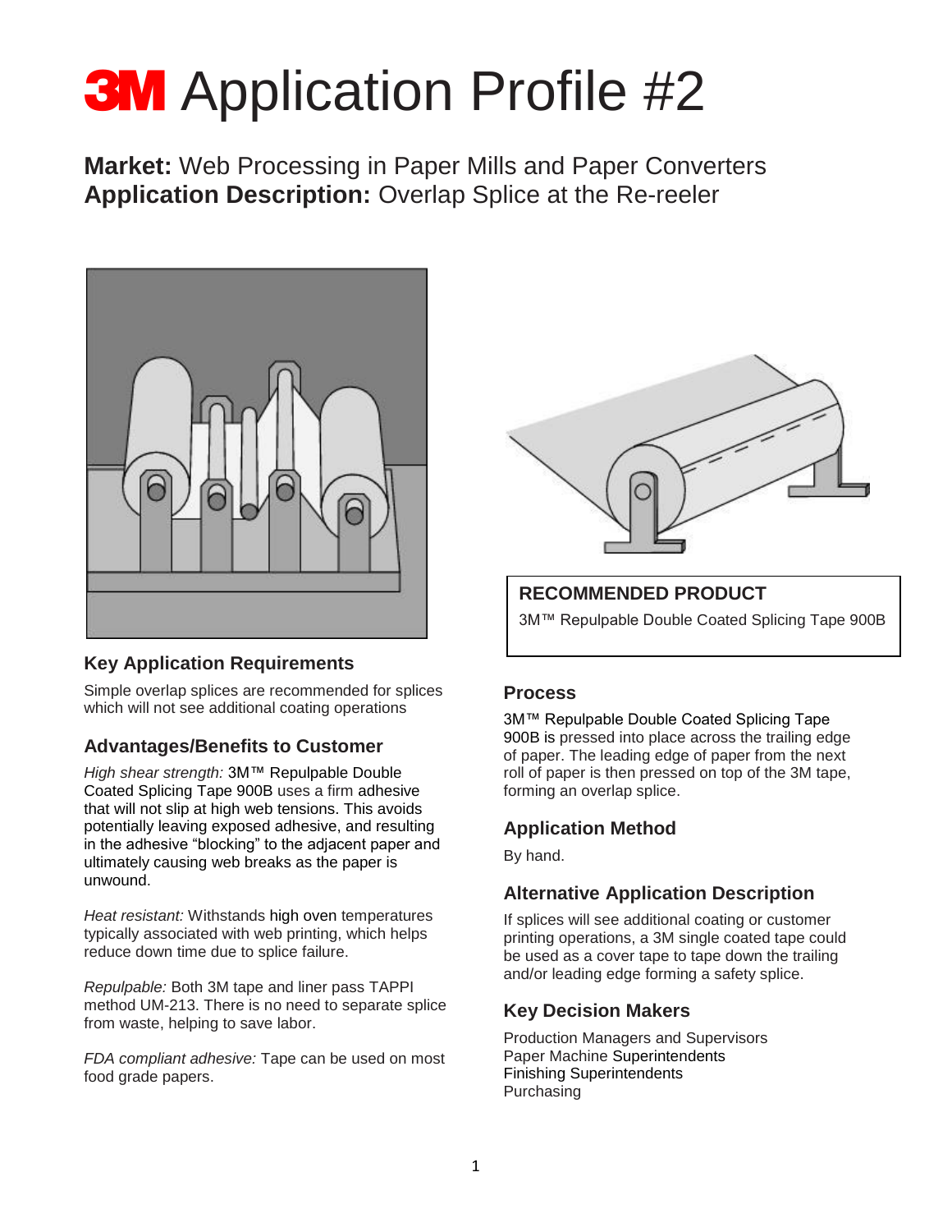# 3M Application Profile #2

**Market:** Web Processing in Paper Mills and Paper Converters
**Application Description:** Overlap Splice at the Re-reeler

## Key Application Requirements

Simple overlap splices are recommended for splices which will not see additional coating operations

## Advantages/Benefits to Customer

*High shear strength:* 3M™ Repulpable Double Coated Splicing Tape 900B uses a firm adhesive that will not slip at high web tensions. This avoids potentially leaving exposed adhesive, and resulting in the adhesive "blocking" to the adjacent paper and ultimately causing web breaks as the paper is unwound.

*Heat resistant:* Withstands high oven temperatures typically associated with web printing, which helps reduce down time due to splice failure.

*Repulpable:* Both 3M tape and liner pass TAPPI method UM-213. There is no need to separate splice from waste, helping to save labor.

*FDA compliant adhesive:* Tape can be used on most food grade papers.

## RECOMMENDED PRODUCT

3M™ Repulpable Double Coated Splicing Tape 900B

## Process

3M™ Repulpable Double Coated Splicing Tape 900B is pressed into place across the trailing edge of paper. The leading edge of paper from the next roll of paper is then pressed on top of the 3M tape, forming an overlap splice.

## Application Method

By hand.

## Alternative Application Description

If splices will see additional coating or customer printing operations, a 3M single coated tape could be used as a cover tape to tape down the trailing and/or leading edge forming a safety splice.

## Key Decision Makers

Production Managers and Supervisors
Paper Machine Superintendents
Finishing Superintendents
Purchasing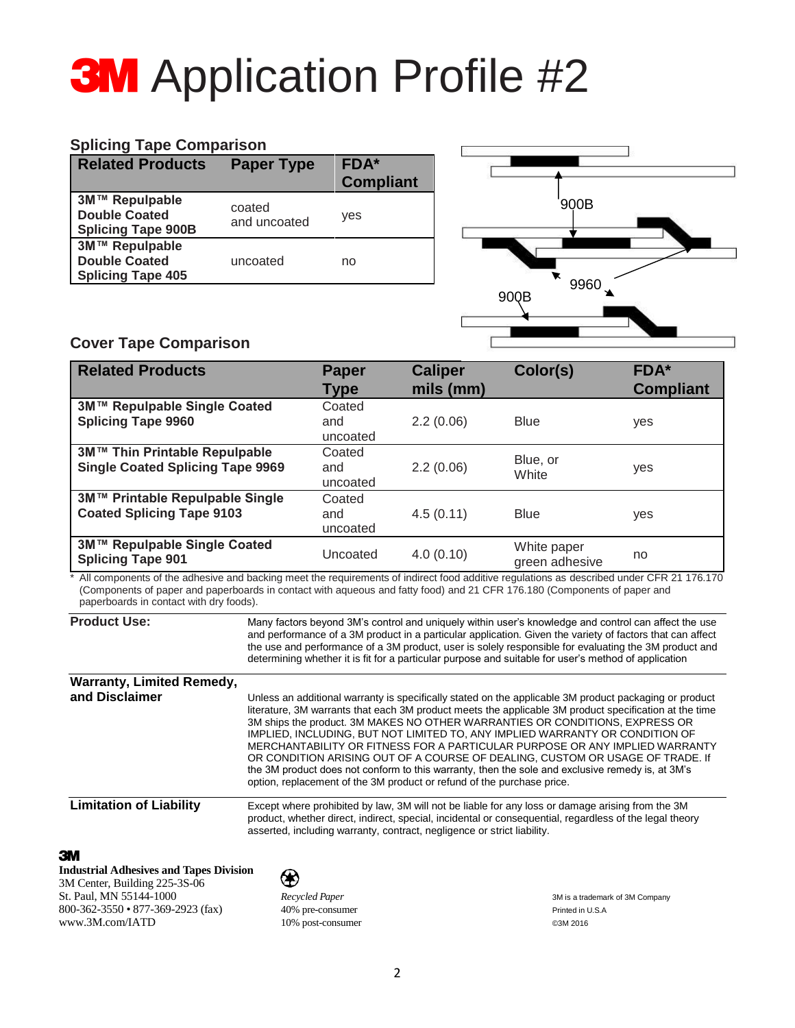// # 3M Application Profile #2

## Splicing Tape Comparison

| Related Products | Paper Type | FDA* Compliant |
|---|---|---|
| **3M™ Repulpable Double Coated Splicing Tape 900B** | coated and uncoated | yes |
| **3M™ Repulpable Double Coated Splicing Tape 405** | uncoated | no |

900B

9960

900B

## Cover Tape Comparison

| Related Products | Paper Type | Caliper mils (mm) | Color(s) | FDA* Compliant |
|---|---|---|---|---|
| **3M™ Repulpable Single Coated Splicing Tape 9960** | Coated and uncoated | 2.2 (0.06) | Blue | yes |
| **3M™ Thin Printable Repulpable Single Coated Splicing Tape 9969** | Coated and uncoated | 2.2 (0.06) | Blue, or White | yes |
| **3M™ Printable Repulpable Single Coated Splicing Tape 9103** | Coated and uncoated | 4.5 (0.11) | Blue | yes |
| **3M™ Repulpable Single Coated Splicing Tape 901** | Uncoated | 4.0 (0.10) | White paper green adhesive | no |

* All components of the adhesive and backing meet the requirements of indirect food additive regulations as described under CFR 21 176.170 (Components of paper and paperboards in contact with aqueous and fatty food) and 21 CFR 176.180 (Components of paper and paperboards in contact with dry foods).

**Product Use:**

Many factors beyond 3M's control and uniquely within user's knowledge and control can affect the use and performance of a 3M product in a particular application. Given the variety of factors that can affect the use and performance of a 3M product, user is solely responsible for evaluating the 3M product and determining whether it is fit for a particular purpose and suitable for user's method of application

**Warranty, Limited Remedy, and Disclaimer**

Unless an additional warranty is specifically stated on the applicable 3M product packaging or product literature, 3M warrants that each 3M product meets the applicable 3M product specification at the time 3M ships the product. 3M MAKES NO OTHER WARRANTIES OR CONDITIONS, EXPRESS OR IMPLIED, INCLUDING, BUT NOT LIMITED TO, ANY IMPLIED WARRANTY OR CONDITION OF MERCHANTABILITY OR FITNESS FOR A PARTICULAR PURPOSE OR ANY IMPLIED WARRANTY OR CONDITION ARISING OUT OF A COURSE OF DEALING, CUSTOM OR USAGE OF TRADE. If the 3M product does not conform to this warranty, then the sole and exclusive remedy is, at 3M's option, replacement of the 3M product or refund of the purchase price.

**Limitation of Liability**

Except where prohibited by law, 3M will not be liable for any loss or damage arising from the 3M product, whether direct, indirect, special, incidental or consequential, regardless of the legal theory asserted, including warranty, contract, negligence or strict liability.

**3M**

**Industrial Adhesives and Tapes Division**
3M Center, Building 225-3S-06
St. Paul, MN 55144-1000
800-362-3550 • 877-369-2923 (fax)
www.3M.com/IATD

*Recycled Paper*
40% pre-consumer
10% post-consumer

3M is a trademark of 3M Company
Printed in U.S.A
©3M 2016